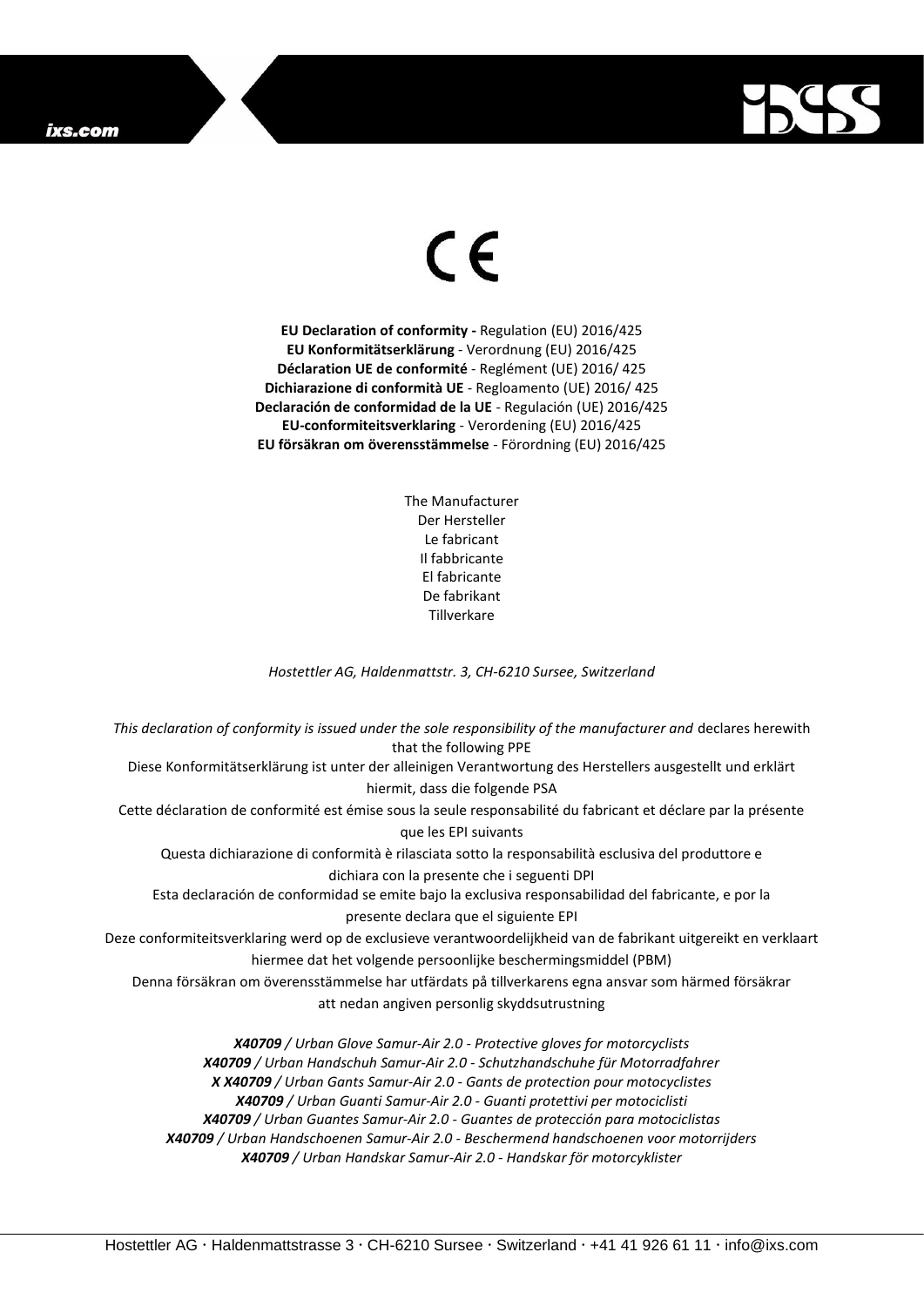CE

**EU Declaration of conformity -** Regulation (EU) 2016/425
**EU Konformitätserklärung** - Verordnung (EU) 2016/425
**Déclaration UE de conformité** - Reglément (UE) 2016/ 425
**Dichiarazione di conformità UE** - Regloamento (UE) 2016/ 425
**Declaración de conformidad de la UE** - Regulación (UE) 2016/425
**EU-conformiteitsverklaring** - Verordening (EU) 2016/425
**EU försäkran om överensstämmelse** - Förordning (EU) 2016/425

The Manufacturer
Der Hersteller
Le fabricant
Il fabbricante
El fabricante
De fabrikant
Tillverkare

*Hostettler AG, Haldenmattstr. 3, CH-6210 Sursee, Switzerland*

*This declaration of conformity is issued under the sole responsibility of the manufacturer and* declares herewith that the following PPE
Diese Konformitätserklärung ist unter der alleinigen Verantwortung des Herstellers ausgestellt und erklärt hiermit, dass die folgende PSA
Cette déclaration de conformité est émise sous la seule responsabilité du fabricant et déclare par la présente que les EPI suivants
Questa dichiarazione di conformità è rilasciata sotto la responsabilità esclusiva del produttore e dichiara con la presente che i seguenti DPI
Esta declaración de conformidad se emite bajo la exclusiva responsabilidad del fabricante, e por la presente declara que el siguiente EPI
Deze conformiteitsverklaring werd op de exclusieve verantwoordelijkheid van de fabrikant uitgereikt en verklaart hiermee dat het volgende persoonlijke beschermingsmiddel (PBM)
Denna försäkran om överensstämmelse har utfärdats på tillverkarens egna ansvar som härmed försäkrar att nedan angiven personlig skyddsutrustning

***X40709*** */ Urban Glove Samur-Air 2.0 - Protective gloves for motorcyclists*
***X40709*** */ Urban Handschuh Samur-Air 2.0 - Schutzhandschuhe für Motorradfahrer*
***X X40709*** */ Urban Gants Samur-Air 2.0 - Gants de protection pour motocyclistes*
***X40709*** */ Urban Guanti Samur-Air 2.0 - Guanti protettivi per motociclisti*
***X40709*** */ Urban Guantes Samur-Air 2.0 - Guantes de protección para motociclistas*
***X40709*** */ Urban Handschoenen Samur-Air 2.0 - Beschermend handschoenen voor motorrijders*
***X40709*** */ Urban Handskar Samur-Air 2.0 - Handskar för motorcyklister*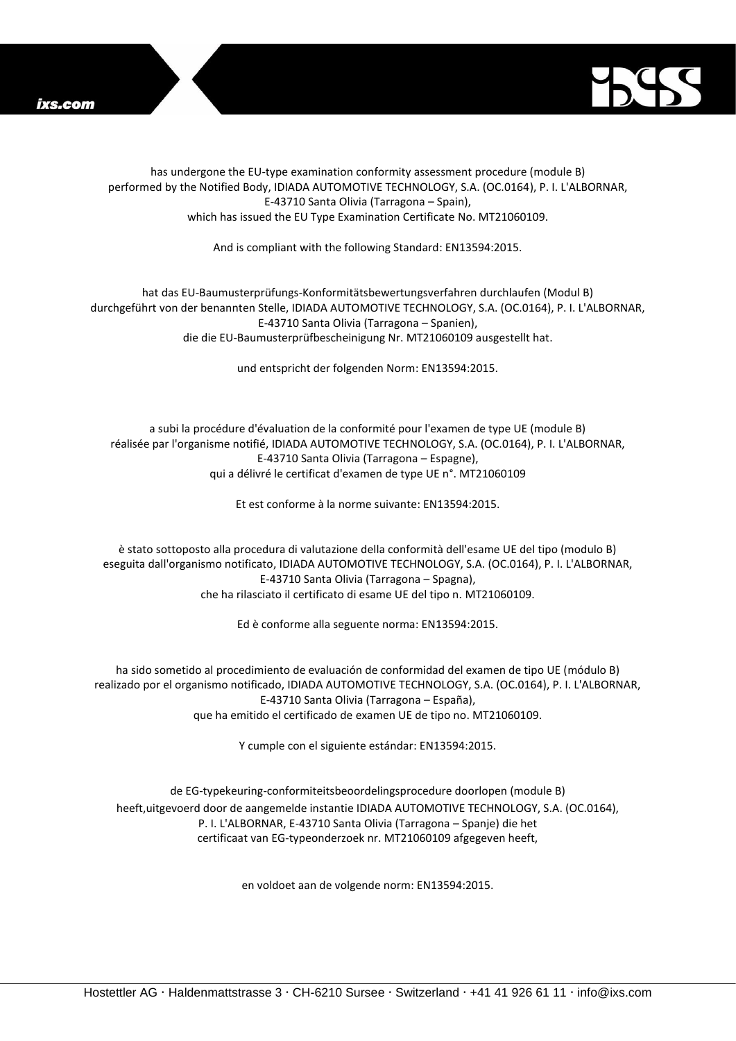has undergone the EU-type examination conformity assessment procedure (module B) performed by the Notified Body, IDIADA AUTOMOTIVE TECHNOLOGY, S.A. (OC.0164), P. I. L'ALBORNAR, E-43710 Santa Olivia (Tarragona – Spain), which has issued the EU Type Examination Certificate No. MT21060109.

And is compliant with the following Standard: EN13594:2015.

hat das EU-Baumusterprüfungs-Konformitätsbewertungsverfahren durchlaufen (Modul B) durchgeführt von der benannten Stelle, IDIADA AUTOMOTIVE TECHNOLOGY, S.A. (OC.0164), P. I. L'ALBORNAR, E-43710 Santa Olivia (Tarragona – Spanien), die die EU-Baumusterprüfbescheinigung Nr. MT21060109 ausgestellt hat.

und entspricht der folgenden Norm: EN13594:2015.

a subi la procédure d'évaluation de la conformité pour l'examen de type UE (module B) réalisée par l'organisme notifié, IDIADA AUTOMOTIVE TECHNOLOGY, S.A. (OC.0164), P. I. L'ALBORNAR, E-43710 Santa Olivia (Tarragona – Espagne), qui a délivré le certificat d'examen de type UE n°. MT21060109

Et est conforme à la norme suivante: EN13594:2015.

è stato sottoposto alla procedura di valutazione della conformità dell'esame UE del tipo (modulo B) eseguita dall'organismo notificato, IDIADA AUTOMOTIVE TECHNOLOGY, S.A. (OC.0164), P. I. L'ALBORNAR, E-43710 Santa Olivia (Tarragona – Spagna), che ha rilasciato il certificato di esame UE del tipo n. MT21060109.

Ed è conforme alla seguente norma: EN13594:2015.

ha sido sometido al procedimiento de evaluación de conformidad del examen de tipo UE (módulo B) realizado por el organismo notificado, IDIADA AUTOMOTIVE TECHNOLOGY, S.A. (OC.0164), P. I. L'ALBORNAR, E-43710 Santa Olivia (Tarragona – España), que ha emitido el certificado de examen UE de tipo no. MT21060109.

Y cumple con el siguiente estándar: EN13594:2015.

de EG-typekeuring-conformiteitsbeoordelingsprocedure doorlopen (module B) heeft,uitgevoerd door de aangemelde instantie IDIADA AUTOMOTIVE TECHNOLOGY, S.A. (OC.0164), P. I. L'ALBORNAR, E-43710 Santa Olivia (Tarragona – Spanje) die het certificaat van EG-typeonderzoek nr. MT21060109 afgegeven heeft,

en voldoet aan de volgende norm: EN13594:2015.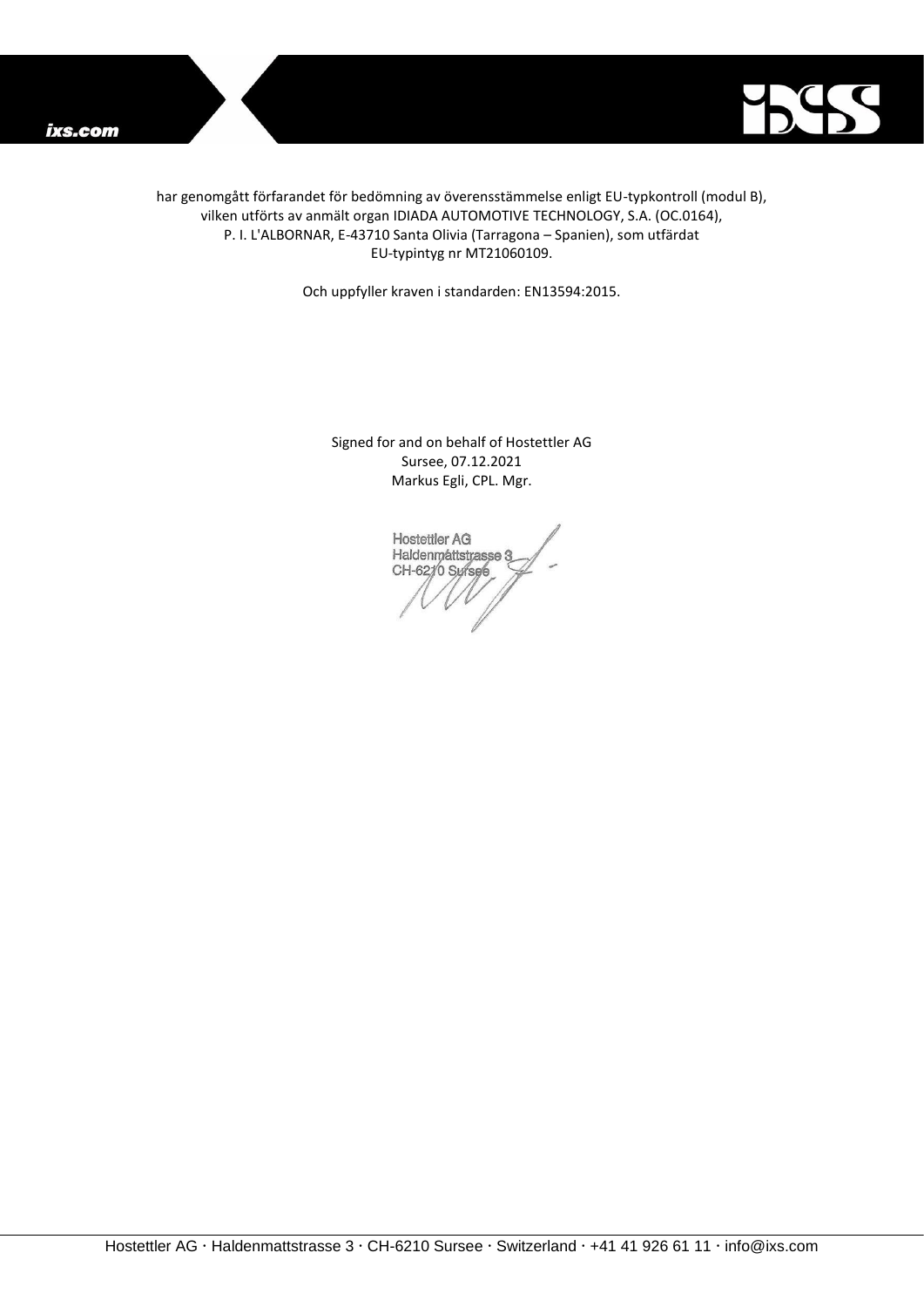har genomgått förfarandet för bedömning av överensstämmelse enligt EU-typkontroll (modul B), vilken utförts av anmält organ IDIADA AUTOMOTIVE TECHNOLOGY, S.A. (OC.0164), P. I. L'ALBORNAR, E-43710 Santa Olivia (Tarragona – Spanien), som utfärdat EU-typintyg nr MT21060109.

Och uppfyller kraven i standarden: EN13594:2015.

Signed for and on behalf of Hostettler AG
Sursee, 07.12.2021
Markus Egli, CPL. Mgr.

Hostettler AG
Haldenmattstrasse 3
CH-6210 Sursee